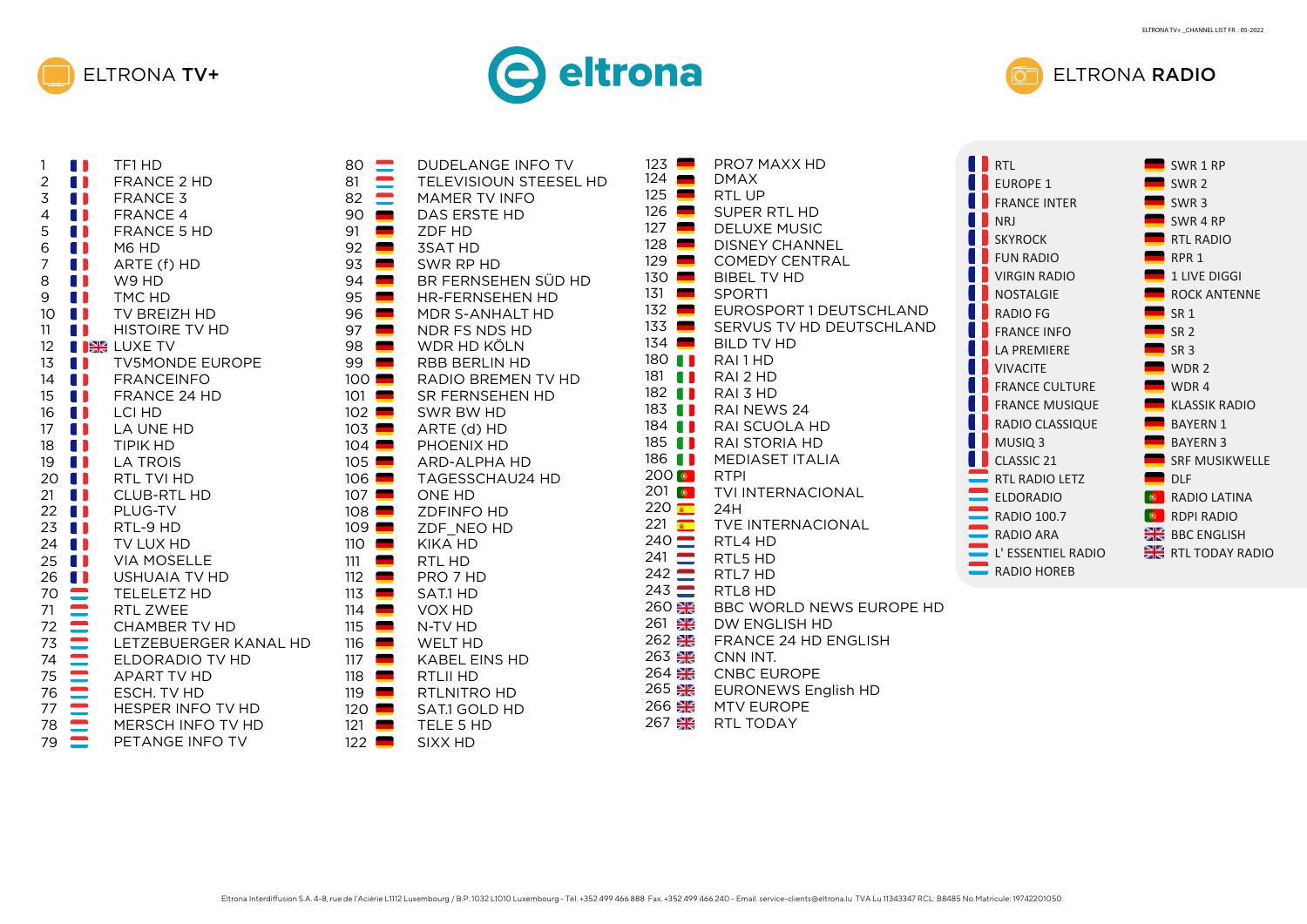# ELTRONA TV+

| No. | Channel |
|---|---|
| 1 | TF1 HD |
| 2 | FRANCE 2 HD |
| 3 | FRANCE 3 |
| 4 | FRANCE 4 |
| 5 | FRANCE 5 HD |
| 6 | M6 HD |
| 7 | ARTE (f) HD |
| 8 | W9 HD |
| 9 | TMC HD |
| 10 | TV BREIZH HD |
| 11 | HISTOIRE TV HD |
| 12 | LUXE TV |
| 13 | TV5MONDE EUROPE |
| 14 | FRANCEINFO |
| 15 | FRANCE 24 HD |
| 16 | LCI HD |
| 17 | LA UNE HD |
| 18 | TIPIK HD |
| 19 | LA TROIS |
| 20 | RTL TVI HD |
| 21 | CLUB-RTL HD |
| 22 | PLUG-TV |
| 23 | RTL-9 HD |
| 24 | TV LUX HD |
| 25 | VIA MOSELLE |
| 26 | USHUAIA TV HD |
| 70 | TELELETZ HD |
| 71 | RTL ZWEE |
| 72 | CHAMBER TV HD |
| 73 | LETZEBUERGER KANAL HD |
| 74 | ELDORADIO TV HD |
| 75 | APART TV HD |
| 76 | ESCH. TV HD |
| 77 | HESPER INFO TV HD |
| 78 | MERSCH INFO TV HD |
| 79 | PETANGE INFO TV |
| 80 | DUDELANGE INFO TV |
| 81 | TELEVISIOUN STEESEL HD |
| 82 | MAMER TV INFO |
| 90 | DAS ERSTE HD |
| 91 | ZDF HD |
| 92 | 3SAT HD |
| 93 | SWR RP HD |
| 94 | BR FERNSEHEN SÜD HD |
| 95 | HR-FERNSEHEN HD |
| 96 | MDR S-ANHALT HD |
| 97 | NDR FS NDS HD |
| 98 | WDR HD KÖLN |
| 99 | RBB BERLIN HD |
| 100 | RADIO BREMEN TV HD |
| 101 | SR FERNSEHEN HD |
| 102 | SWR BW HD |
| 103 | ARTE (d) HD |
| 104 | PHOENIX HD |
| 105 | ARD-ALPHA HD |
| 106 | TAGESSCHAU24 HD |
| 107 | ONE HD |
| 108 | ZDFINFO HD |
| 109 | ZDF_NEO HD |
| 110 | KIKA HD |
| 111 | RTL HD |
| 112 | PRO 7 HD |
| 113 | SAT.1 HD |
| 114 | VOX HD |
| 115 | N-TV HD |
| 116 | WELT HD |
| 117 | KABEL EINS HD |
| 118 | RTLII HD |
| 119 | RTLNITRO HD |
| 120 | SAT.1 GOLD HD |
| 121 | TELE 5 HD |
| 122 | SIXX HD |
| 123 | PRO7 MAXX HD |
| 124 | DMAX |
| 125 | RTL UP |
| 126 | SUPER RTL HD |
| 127 | DELUXE MUSIC |
| 128 | DISNEY CHANNEL |
| 129 | COMEDY CENTRAL |
| 130 | BIBEL TV HD |
| 131 | SPORT1 |
| 132 | EUROSPORT 1 DEUTSCHLAND |
| 133 | SERVUS TV HD DEUTSCHLAND |
| 134 | BILD TV HD |
| 180 | RAI 1 HD |
| 181 | RAI 2 HD |
| 182 | RAI 3 HD |
| 183 | RAI NEWS 24 |
| 184 | RAI SCUOLA HD |
| 185 | RAI STORIA HD |
| 186 | MEDIASET ITALIA |
| 200 | RTPI |
| 201 | TVI INTERNACIONAL |
| 220 | 24H |
| 221 | TVE INTERNACIONAL |
| 240 | RTL4 HD |
| 241 | RTL5 HD |
| 242 | RTL7 HD |
| 243 | RTL8 HD |
| 260 | BBC WORLD NEWS EUROPE HD |
| 261 | DW ENGLISH HD |
| 262 | FRANCE 24 HD ENGLISH |
| 263 | CNN INT. |
| 264 | CNBC EUROPE |
| 265 | EURONEWS English HD |
| 266 | MTV EUROPE |
| 267 | RTL TODAY |

# ELTRONA RADIO

- RTL
- EUROPE 1
- FRANCE INTER
- NRJ
- SKYROCK
- FUN RADIO
- VIRGIN RADIO
- NOSTALGIE
- RADIO FG
- FRANCE INFO
- LA PREMIERE
- VIVACITE
- FRANCE CULTURE
- FRANCE MUSIQUE
- RADIO CLASSIQUE
- MUSIQ 3
- CLASSIC 21
- RTL RADIO LETZ
- ELDORADIO
- RADIO 100.7
- RADIO ARA
- L' ESSENTIEL RADIO
- RADIO HOREB
- SWR 1 RP
- SWR 2
- SWR 3
- SWR 4 RP
- RTL RADIO
- RPR 1
- 1 LIVE DIGGI
- ROCK ANTENNE
- SR 1
- SR 2
- SR 3
- WDR 2
- WDR 4
- KLASSIK RADIO
- BAYERN 1
- BAYERN 3
- SRF MUSIKWELLE
- DLF
- RADIO LATINA
- RDPI RADIO
- BBC ENGLISH
- RTL TODAY RADIO

Eltrona Interdiffusion S.A. 4-8, rue de l'Aciérie L1112 Luxembourg / B.P. 1032 L1010 Luxembourg - Tél. +352 499 466 888 Fax. +352 499 466 240 - Email. service-clients@eltrona.lu TVA Lu 11343347 RCL: B8485 No.Matricule: 19742201050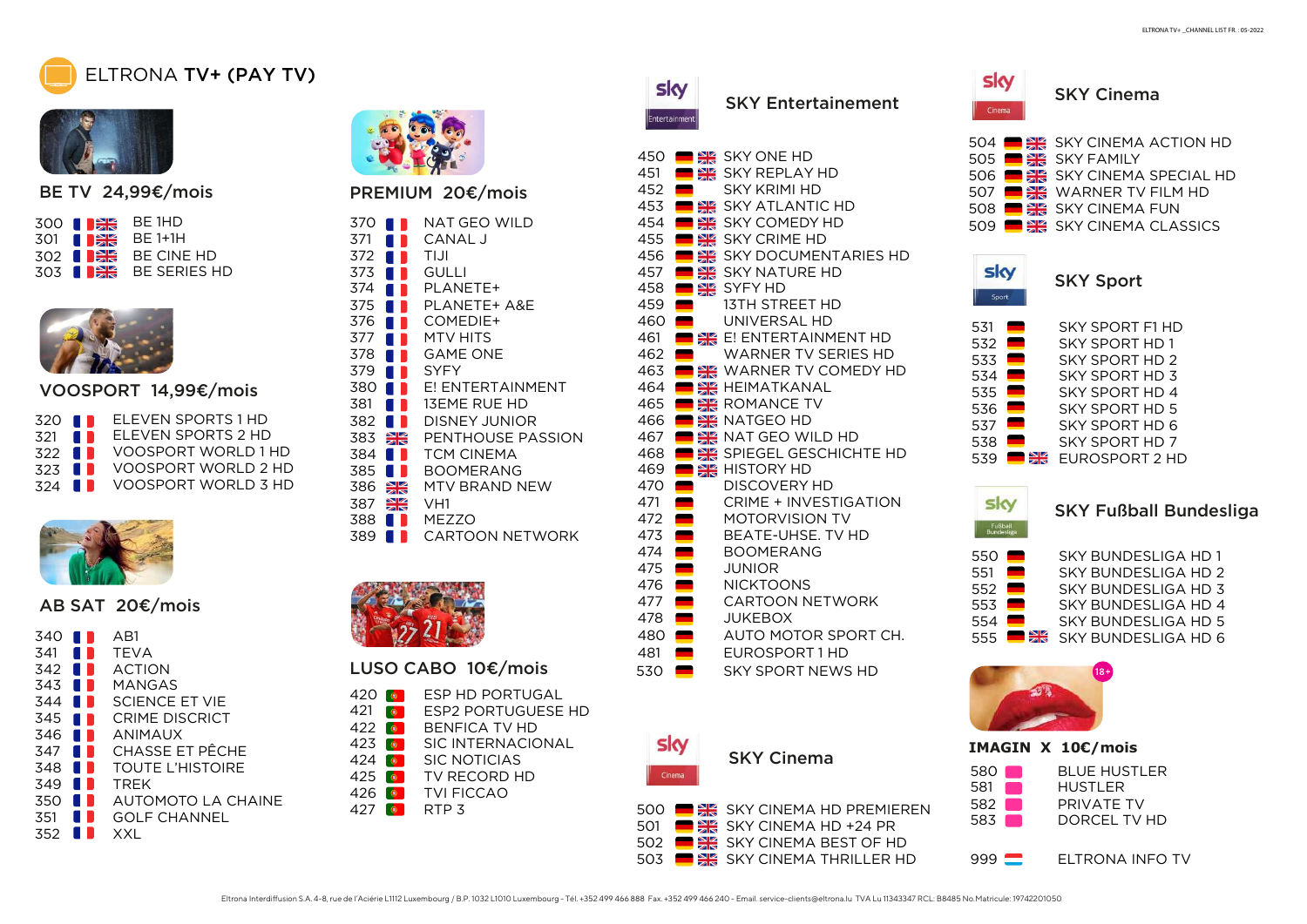# ELTRONA TV+ (PAY TV)

## BE TV 24,99€/mois

| | |
|---|---|
| 300 | BE 1HD |
| 301 | BE 1+1H |
| 302 | BE CINE HD |
| 303 | BE SERIES HD |

## VOOSPORT 14,99€/mois

| | |
|---|---|
| 320 | ELEVEN SPORTS 1 HD |
| 321 | ELEVEN SPORTS 2 HD |
| 322 | VOOSPORT WORLD 1 HD |
| 323 | VOOSPORT WORLD 2 HD |
| 324 | VOOSPORT WORLD 3 HD |

## AB SAT 20€/mois

| | |
|---|---|
| 340 | AB1 |
| 341 | TEVA |
| 342 | ACTION |
| 343 | MANGAS |
| 344 | SCIENCE ET VIE |
| 345 | CRIME DISCRICT |
| 346 | ANIMAUX |
| 347 | CHASSE ET PÊCHE |
| 348 | TOUTE L'HISTOIRE |
| 349 | TREK |
| 350 | AUTOMOTO LA CHAINE |
| 351 | GOLF CHANNEL |
| 352 | XXL |

## PREMIUM 20€/mois

| | |
|---|---|
| 370 | NAT GEO WILD |
| 371 | CANAL J |
| 372 | TIJI |
| 373 | GULLI |
| 374 | PLANETE+ |
| 375 | PLANETE+ A&E |
| 376 | COMEDIE+ |
| 377 | MTV HITS |
| 378 | GAME ONE |
| 379 | SYFY |
| 380 | E! ENTERTAINMENT |
| 381 | 13EME RUE HD |
| 382 | DISNEY JUNIOR |
| 383 | PENTHOUSE PASSION |
| 384 | TCM CINEMA |
| 385 | BOOMERANG |
| 386 | MTV BRAND NEW |
| 387 | VH1 |
| 388 | MEZZO |
| 389 | CARTOON NETWORK |

## LUSO CABO 10€/mois

| | |
|---|---|
| 420 | ESP HD PORTUGAL |
| 421 | ESP2 PORTUGUESE HD |
| 422 | BENFICA TV HD |
| 423 | SIC INTERNACIONAL |
| 424 | SIC NOTICIAS |
| 425 | TV RECORD HD |
| 426 | TVI FICCAO |
| 427 | RTP 3 |

## SKY Entertainement

| | |
|---|---|
| 450 | SKY ONE HD |
| 451 | SKY REPLAY HD |
| 452 | SKY KRIMI HD |
| 453 | SKY ATLANTIC HD |
| 454 | SKY COMEDY HD |
| 455 | SKY CRIME HD |
| 456 | SKY DOCUMENTARIES HD |
| 457 | SKY NATURE HD |
| 458 | SYFY HD |
| 459 | 13TH STREET HD |
| 460 | UNIVERSAL HD |
| 461 | E! ENTERTAINMENT HD |
| 462 | WARNER TV SERIES HD |
| 463 | WARNER TV COMEDY HD |
| 464 | HEIMATKANAL |
| 465 | ROMANCE TV |
| 466 | NATGEO HD |
| 467 | NAT GEO WILD HD |
| 468 | SPIEGEL GESCHICHTE HD |
| 469 | HISTORY HD |
| 470 | DISCOVERY HD |
| 471 | CRIME + INVESTIGATION |
| 472 | MOTORVISION TV |
| 473 | BEATE-UHSE. TV HD |
| 474 | BOOMERANG |
| 475 | JUNIOR |
| 476 | NICKTOONS |
| 477 | CARTOON NETWORK |
| 478 | JUKEBOX |
| 480 | AUTO MOTOR SPORT CH. |
| 481 | EUROSPORT 1 HD |
| 530 | SKY SPORT NEWS HD |

## SKY Cinema

| | |
|---|---|
| 500 | SKY CINEMA HD PREMIEREN |
| 501 | SKY CINEMA HD +24 PR |
| 502 | SKY CINEMA BEST OF HD |
| 503 | SKY CINEMA THRILLER HD |
| 504 | SKY CINEMA ACTION HD |
| 505 | SKY FAMILY |
| 506 | SKY CINEMA SPECIAL HD |
| 507 | WARNER TV FILM HD |
| 508 | SKY CINEMA FUN |
| 509 | SKY CINEMA CLASSICS |

## SKY Sport

| | |
|---|---|
| 531 | SKY SPORT F1 HD |
| 532 | SKY SPORT HD 1 |
| 533 | SKY SPORT HD 2 |
| 534 | SKY SPORT HD 3 |
| 535 | SKY SPORT HD 4 |
| 536 | SKY SPORT HD 5 |
| 537 | SKY SPORT HD 6 |
| 538 | SKY SPORT HD 7 |
| 539 | EUROSPORT 2 HD |

## SKY Fußball Bundesliga

| | |
|---|---|
| 550 | SKY BUNDESLIGA HD 1 |
| 551 | SKY BUNDESLIGA HD 2 |
| 552 | SKY BUNDESLIGA HD 3 |
| 553 | SKY BUNDESLIGA HD 4 |
| 554 | SKY BUNDESLIGA HD 5 |
| 555 | SKY BUNDESLIGA HD 6 |

## IMAGIN X 10€/mois

18+

| | |
|---|---|
| 580 | BLUE HUSTLER |
| 581 | HUSTLER |
| 582 | PRIVATE TV |
| 583 | DORCEL TV HD |

| | |
|---|---|
| 999 | ELTRONA INFO TV |

Eltrona Interdiffusion S.A. 4-8, rue de l'Aciérie L1112 Luxembourg / B.P. 1032 L1010 Luxembourg - Tél. +352 499 466 888 Fax. +352 499 466 240 - Email. service-clients@eltrona.lu TVA Lu 11343347 RCL: B8485 No.Matricule: 19742201050